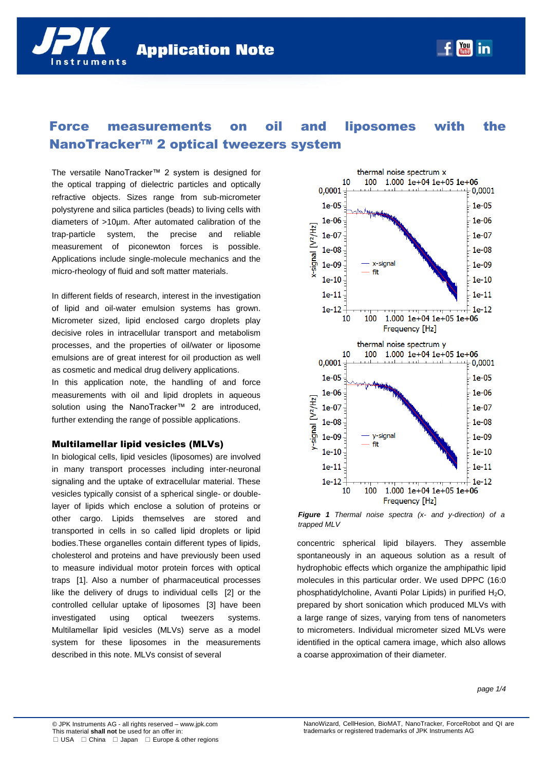# Force measurements on oil and liposomes with the NanoTracker™ 2 optical tweezers system

The versatile NanoTracker™ 2 system is designed for the optical trapping of dielectric particles and optically refractive objects. Sizes range from sub-micrometer polystyrene and silica particles (beads) to living cells with diameters of >10µm. After automated calibration of the trap-particle system, the precise and reliable measurement of piconewton forces is possible. Applications include single-molecule mechanics and the micro-rheology of fluid and soft matter materials.

In different fields of research, interest in the investigation of lipid and oil-water emulsion systems has grown. Micrometer sized, lipid enclosed cargo droplets play decisive roles in intracellular transport and metabolism processes, and the properties of oil/water or liposome emulsions are of great interest for oil production as well as cosmetic and medical drug delivery applications.

In this application note, the handling of and force measurements with oil and lipid droplets in aqueous solution using the NanoTracker™ 2 are introduced, further extending the range of possible applications.

## Multilamellar lipid vesicles (MLVs)

In biological cells, lipid vesicles (liposomes) are involved in many transport processes including inter-neuronal signaling and the uptake of extracellular material. These vesicles typically consist of a spherical single- or double-layer of lipids which enclose a solution of proteins or other cargo. Lipids themselves are stored and transported in cells in so called lipid droplets or lipid bodies.These organelles contain different types of lipids, cholesterol and proteins and have previously been used to measure individual motor protein forces with optical traps [1]. Also a number of pharmaceutical processes like the delivery of drugs to individual cells [2] or the controlled cellular uptake of liposomes [3] have been investigated using optical tweezers systems. Multilamellar lipid vesicles (MLVs) serve as a model system for these liposomes in the measurements described in this note. MLVs consist of several concentric spherical lipid bilayers. They assemble spontaneously in an aqueous solution as a result of hydrophobic effects which organize the amphipathic lipid molecules in this particular order. We used DPPC (16:0 phosphatidylcholine, Avanti Polar Lipids) in purified $H_2O$, prepared by short sonication which produced MLVs with a large range of sizes, varying from tens of nanometers to micrometers. Individual micrometer sized MLVs were identified in the optical camera image, which also allows a coarse approximation of their diameter.

***Figure 1*** *Thermal noise spectra (x- and y-direction) of a trapped MLV*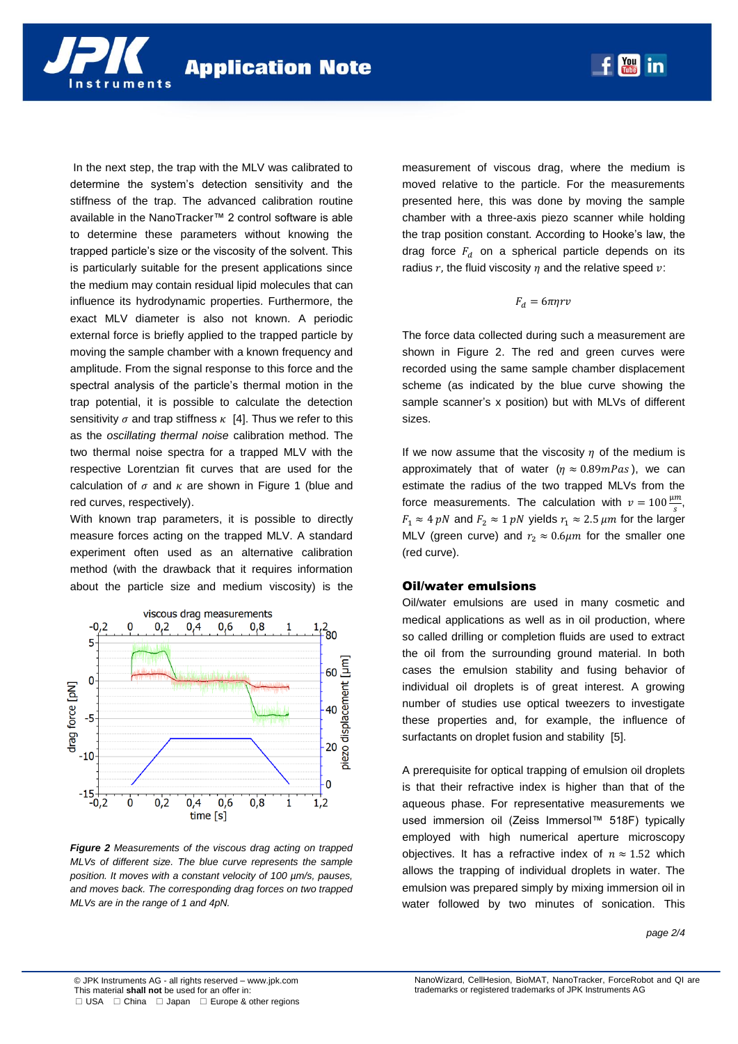In the next step, the trap with the MLV was calibrated to determine the system's detection sensitivity and the stiffness of the trap. The advanced calibration routine available in the NanoTracker™ 2 control software is able to determine these parameters without knowing the trapped particle's size or the viscosity of the solvent. This is particularly suitable for the present applications since the medium may contain residual lipid molecules that can influence its hydrodynamic properties. Furthermore, the exact MLV diameter is also not known. A periodic external force is briefly applied to the trapped particle by moving the sample chamber with a known frequency and amplitude. From the signal response to this force and the spectral analysis of the particle's thermal motion in the trap potential, it is possible to calculate the detection sensitivity $\sigma$ and trap stiffness $\kappa$ [4]. Thus we refer to this as the *oscillating thermal noise* calibration method. The two thermal noise spectra for a trapped MLV with the respective Lorentzian fit curves that are used for the calculation of $\sigma$ and $\kappa$ are shown in Figure 1 (blue and red curves, respectively).

With known trap parameters, it is possible to directly measure forces acting on the trapped MLV. A standard experiment often used as an alternative calibration method (with the drawback that it requires information about the particle size and medium viscosity) is the measurement of viscous drag, where the medium is moved relative to the particle. For the measurements presented here, this was done by moving the sample chamber with a three-axis piezo scanner while holding the trap position constant. According to Hooke's law, the drag force $F_d$ on a spherical particle depends on its radius $r$, the fluid viscosity $\eta$ and the relative speed $v$:

$$F_d = 6\pi\eta r v$$

**Figure 2** *Measurements of the viscous drag acting on trapped MLVs of different size. The blue curve represents the sample position. It moves with a constant velocity of 100 µm/s, pauses, and moves back. The corresponding drag forces on two trapped MLVs are in the range of 1 and 4pN.*

The force data collected during such a measurement are shown in Figure 2. The red and green curves were recorded using the same sample chamber displacement scheme (as indicated by the blue curve showing the sample scanner's x position) but with MLVs of different sizes.

If we now assume that the viscosity $\eta$ of the medium is approximately that of water ($\eta \approx 0.89mPas$), we can estimate the radius of the two trapped MLVs from the force measurements. The calculation with $v = 100\frac{\mu m}{s}$, $F_1 \approx 4\,pN$ and $F_2 \approx 1\,pN$ yields $r_1 \approx 2.5\,\mu m$ for the larger MLV (green curve) and $r_2 \approx 0.6\mu m$ for the smaller one (red curve).

## Oil/water emulsions

Oil/water emulsions are used in many cosmetic and medical applications as well as in oil production, where so called drilling or completion fluids are used to extract the oil from the surrounding ground material. In both cases the emulsion stability and fusing behavior of individual oil droplets is of great interest. A growing number of studies use optical tweezers to investigate these properties and, for example, the influence of surfactants on droplet fusion and stability [5].

A prerequisite for optical trapping of emulsion oil droplets is that their refractive index is higher than that of the aqueous phase. For representative measurements we used immersion oil (Zeiss Immersol™ 518F) typically employed with high numerical aperture microscopy objectives. It has a refractive index of $n \approx 1.52$ which allows the trapping of individual droplets in water. The emulsion was prepared simply by mixing immersion oil in water followed by two minutes of sonication. This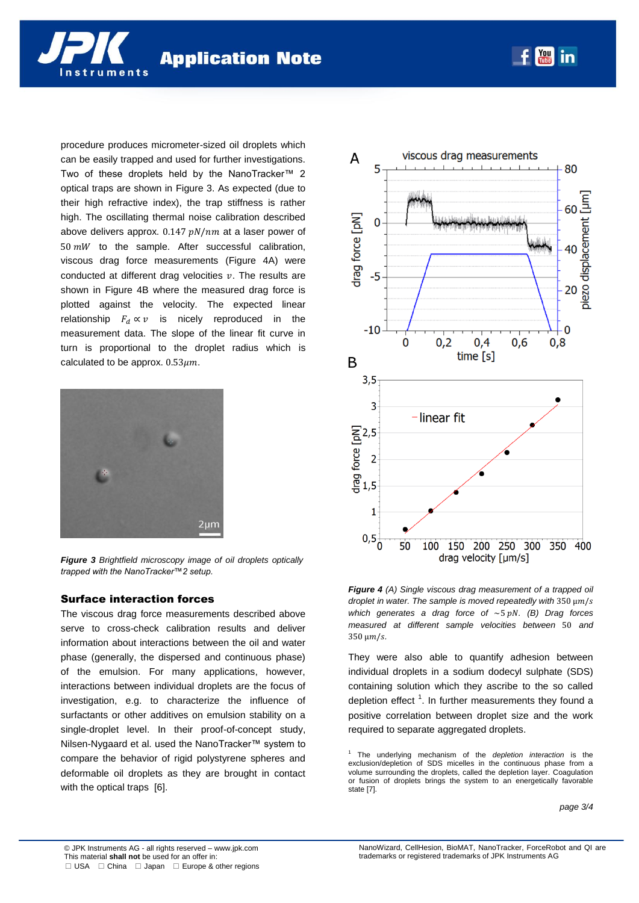procedure produces micrometer-sized oil droplets which can be easily trapped and used for further investigations. Two of these droplets held by the NanoTracker™ 2 optical traps are shown in Figure 3. As expected (due to their high refractive index), the trap stiffness is rather high. The oscillating thermal noise calibration described above delivers approx. $0.147\ pN/nm$ at a laser power of $50\ mW$ to the sample. After successful calibration, viscous drag force measurements (Figure 4A) were conducted at different drag velocities $v$. The results are shown in Figure 4B where the measured drag force is plotted against the velocity. The expected linear relationship $F_d \propto v$ is nicely reproduced in the measurement data. The slope of the linear fit curve in turn is proportional to the droplet radius which is calculated to be approx. $0.53\mu m$.

***Figure 3*** *Brightfield microscopy image of oil droplets optically trapped with the NanoTracker™2 setup.*

## Surface interaction forces

The viscous drag force measurements described above serve to cross-check calibration results and deliver information about interactions between the oil and water phase (generally, the dispersed and continuous phase) of the emulsion. For many applications, however, interactions between individual droplets are the focus of investigation, e.g. to characterize the influence of surfactants or other additives on emulsion stability on a single-droplet level. In their proof-of-concept study, Nilsen-Nygaard et al. used the NanoTracker™ system to compare the behavior of rigid polystyrene spheres and deformable oil droplets as they are brought in contact with the optical traps [6].

***Figure 4*** *(A) Single viscous drag measurement of a trapped oil droplet in water. The sample is moved repeatedly with $350\ \mu m/s$ which generates a drag force of $\sim 5\ pN$. (B) Drag forces measured at different sample velocities between 50 and $350\ \mu m/s$.*

They were also able to quantify adhesion between individual droplets in a sodium dodecyl sulphate (SDS) containing solution which they ascribe to the so called depletion effect [1]. In further measurements they found a positive correlation between droplet size and the work required to separate aggregated droplets.

[1] The underlying mechanism of the *depletion interaction* is the exclusion/depletion of SDS micelles in the continuous phase from a volume surrounding the droplets, called the depletion layer. Coagulation or fusion of droplets brings the system to an energetically favorable state [7].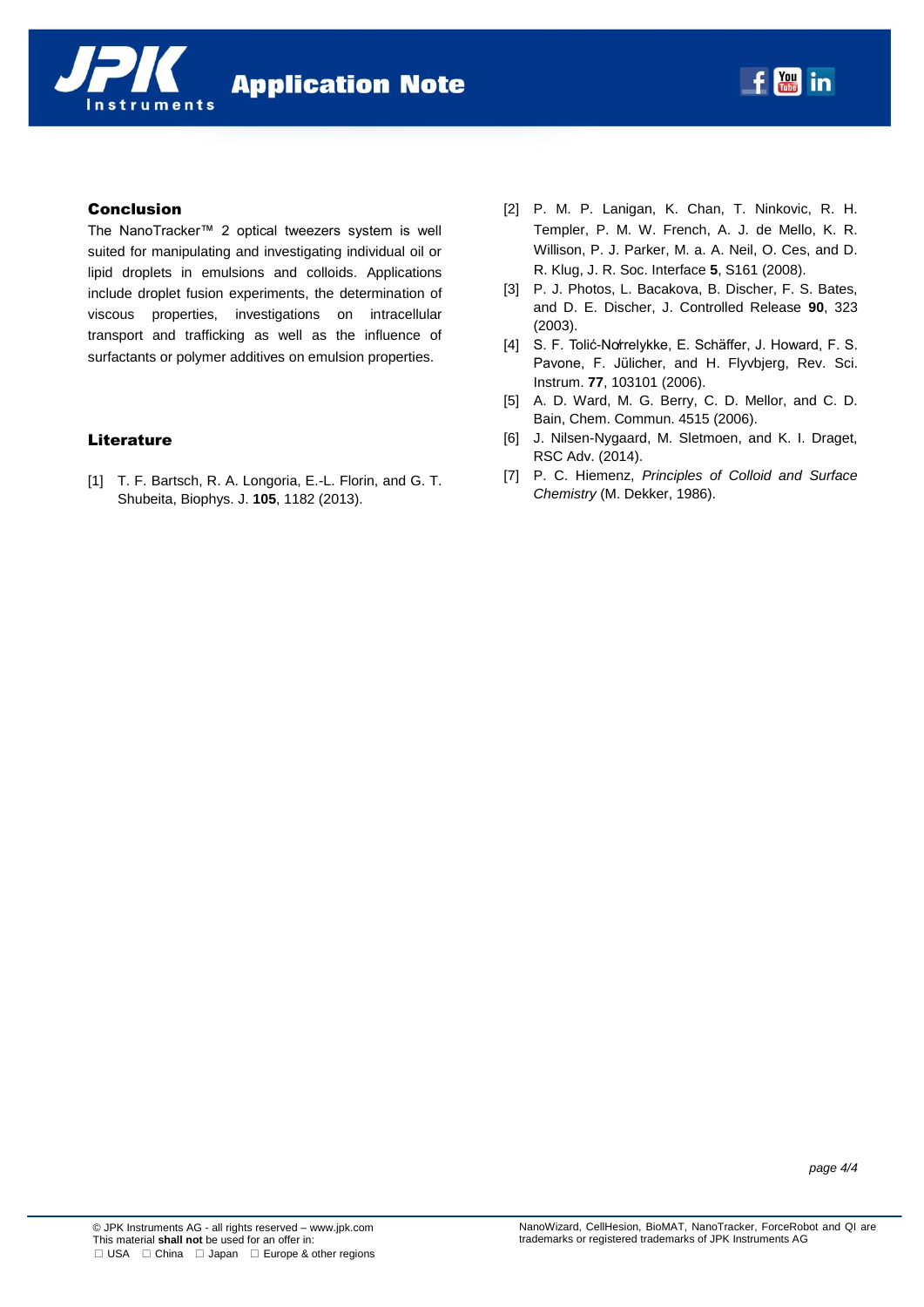## Conclusion

The NanoTracker™ 2 optical tweezers system is well suited for manipulating and investigating individual oil or lipid droplets in emulsions and colloids. Applications include droplet fusion experiments, the determination of viscous properties, investigations on intracellular transport and trafficking as well as the influence of surfactants or polymer additives on emulsion properties.

## Literature

[1] T. F. Bartsch, R. A. Longoria, E.-L. Florin, and G. T. Shubeita, Biophys. J. **105**, 1182 (2013).

[2] P. M. P. Lanigan, K. Chan, T. Ninkovic, R. H. Templer, P. M. W. French, A. J. de Mello, K. R. Willison, P. J. Parker, M. a. A. Neil, O. Ces, and D. R. Klug, J. R. Soc. Interface **5**, S161 (2008).

[3] P. J. Photos, L. Bacakova, B. Discher, F. S. Bates, and D. E. Discher, J. Controlled Release **90**, 323 (2003).

[4] S. F. Tolić-Nørrelykke, E. Schäffer, J. Howard, F. S. Pavone, F. Jülicher, and H. Flyvbjerg, Rev. Sci. Instrum. **77**, 103101 (2006).

[5] A. D. Ward, M. G. Berry, C. D. Mellor, and C. D. Bain, Chem. Commun. 4515 (2006).

[6] J. Nilsen-Nygaard, M. Sletmoen, and K. I. Draget, RSC Adv. (2014).

[7] P. C. Hiemenz, *Principles of Colloid and Surface Chemistry* (M. Dekker, 1986).